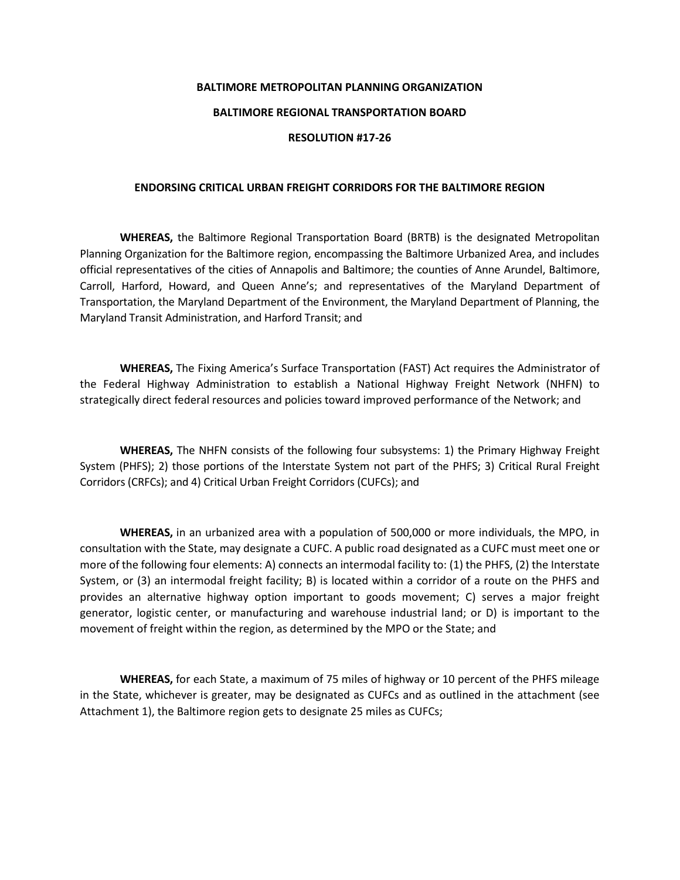# BALTIMORE METROPOLITAN PLANNING ORGANIZATION

## BALTIMORE REGIONAL TRANSPORTATION BOARD

## RESOLUTION #17-26

## ENDORSING CRITICAL URBAN FREIGHT CORRIDORS FOR THE BALTIMORE REGION

**WHEREAS,** the Baltimore Regional Transportation Board (BRTB) is the designated Metropolitan Planning Organization for the Baltimore region, encompassing the Baltimore Urbanized Area, and includes official representatives of the cities of Annapolis and Baltimore; the counties of Anne Arundel, Baltimore, Carroll, Harford, Howard, and Queen Anne's; and representatives of the Maryland Department of Transportation, the Maryland Department of the Environment, the Maryland Department of Planning, the Maryland Transit Administration, and Harford Transit; and

**WHEREAS,** The Fixing America's Surface Transportation (FAST) Act requires the Administrator of the Federal Highway Administration to establish a National Highway Freight Network (NHFN) to strategically direct federal resources and policies toward improved performance of the Network; and

**WHEREAS,** The NHFN consists of the following four subsystems: 1) the Primary Highway Freight System (PHFS); 2) those portions of the Interstate System not part of the PHFS; 3) Critical Rural Freight Corridors (CRFCs); and 4) Critical Urban Freight Corridors (CUFCs); and

**WHEREAS,** in an urbanized area with a population of 500,000 or more individuals, the MPO, in consultation with the State, may designate a CUFC. A public road designated as a CUFC must meet one or more of the following four elements: A) connects an intermodal facility to: (1) the PHFS, (2) the Interstate System, or (3) an intermodal freight facility; B) is located within a corridor of a route on the PHFS and provides an alternative highway option important to goods movement; C) serves a major freight generator, logistic center, or manufacturing and warehouse industrial land; or D) is important to the movement of freight within the region, as determined by the MPO or the State; and

**WHEREAS,** for each State, a maximum of 75 miles of highway or 10 percent of the PHFS mileage in the State, whichever is greater, may be designated as CUFCs and as outlined in the attachment (see Attachment 1), the Baltimore region gets to designate 25 miles as CUFCs;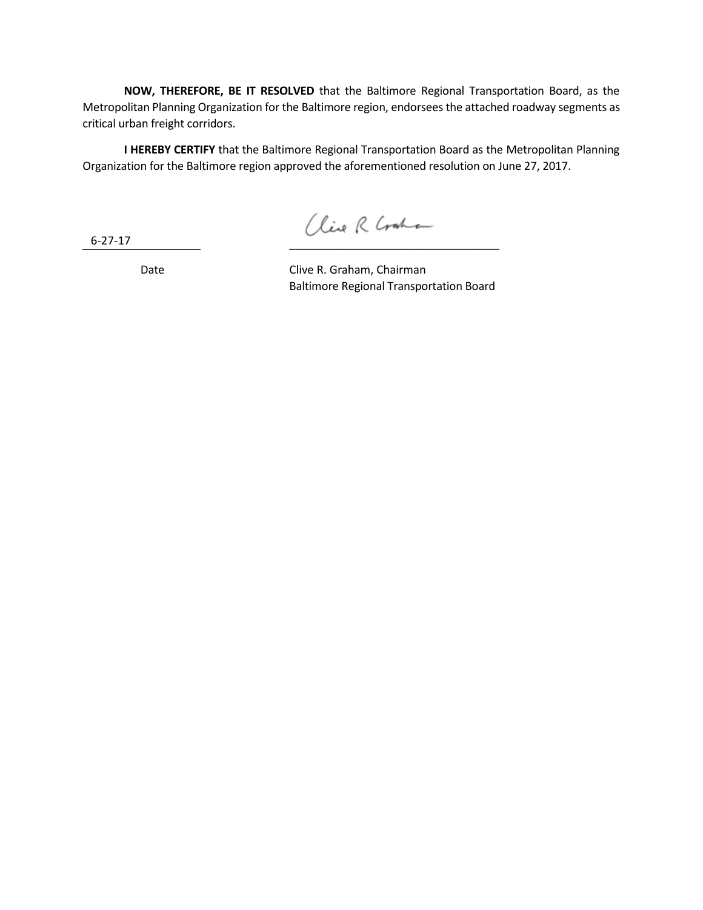**NOW, THEREFORE, BE IT RESOLVED** that the Baltimore Regional Transportation Board, as the Metropolitan Planning Organization for the Baltimore region, endorsees the attached roadway segments as critical urban freight corridors.

**I HEREBY CERTIFY** that the Baltimore Regional Transportation Board as the Metropolitan Planning Organization for the Baltimore region approved the aforementioned resolution on June 27, 2017.

6-27-17
Date

Clive R. Graham, Chairman
Baltimore Regional Transportation Board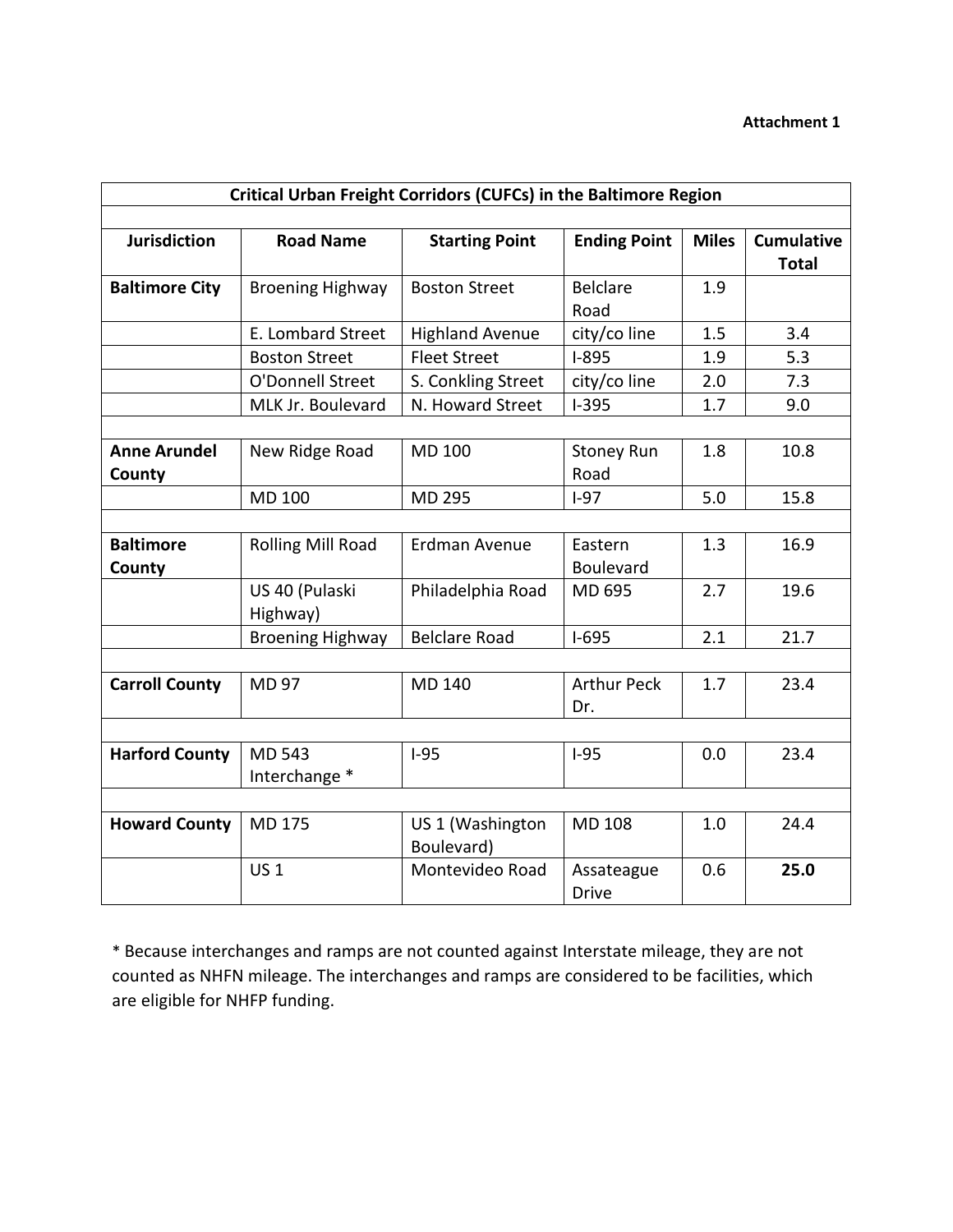**Attachment 1**

| Critical Urban Freight Corridors (CUFCs) in the Baltimore Region | | | | | |
|---|---|---|---|---|---|
| **Jurisdiction** | **Road Name** | **Starting Point** | **Ending Point** | **Miles** | **Cumulative Total** |
| **Baltimore City** | Broening Highway | Boston Street | Belclare Road | 1.9 | |
| | E. Lombard Street | Highland Avenue | city/co line | 1.5 | 3.4 |
| | Boston Street | Fleet Street | I-895 | 1.9 | 5.3 |
| | O'Donnell Street | S. Conkling Street | city/co line | 2.0 | 7.3 |
| | MLK Jr. Boulevard | N. Howard Street | I-395 | 1.7 | 9.0 |
| | | | | | |
| **Anne Arundel County** | New Ridge Road | MD 100 | Stoney Run Road | 1.8 | 10.8 |
| | MD 100 | MD 295 | I-97 | 5.0 | 15.8 |
| | | | | | |
| **Baltimore County** | Rolling Mill Road | Erdman Avenue | Eastern Boulevard | 1.3 | 16.9 |
| | US 40 (Pulaski Highway) | Philadelphia Road | MD 695 | 2.7 | 19.6 |
| | Broening Highway | Belclare Road | I-695 | 2.1 | 21.7 |
| | | | | | |
| **Carroll County** | MD 97 | MD 140 | Arthur Peck Dr. | 1.7 | 23.4 |
| | | | | | |
| **Harford County** | MD 543 Interchange * | I-95 | I-95 | 0.0 | 23.4 |
| | | | | | |
| **Howard County** | MD 175 | US 1 (Washington Boulevard) | MD 108 | 1.0 | 24.4 |
| | US 1 | Montevideo Road | Assateague Drive | 0.6 | **25.0** |

* Because interchanges and ramps are not counted against Interstate mileage, they are not counted as NHFN mileage. The interchanges and ramps are considered to be facilities, which are eligible for NHFP funding.